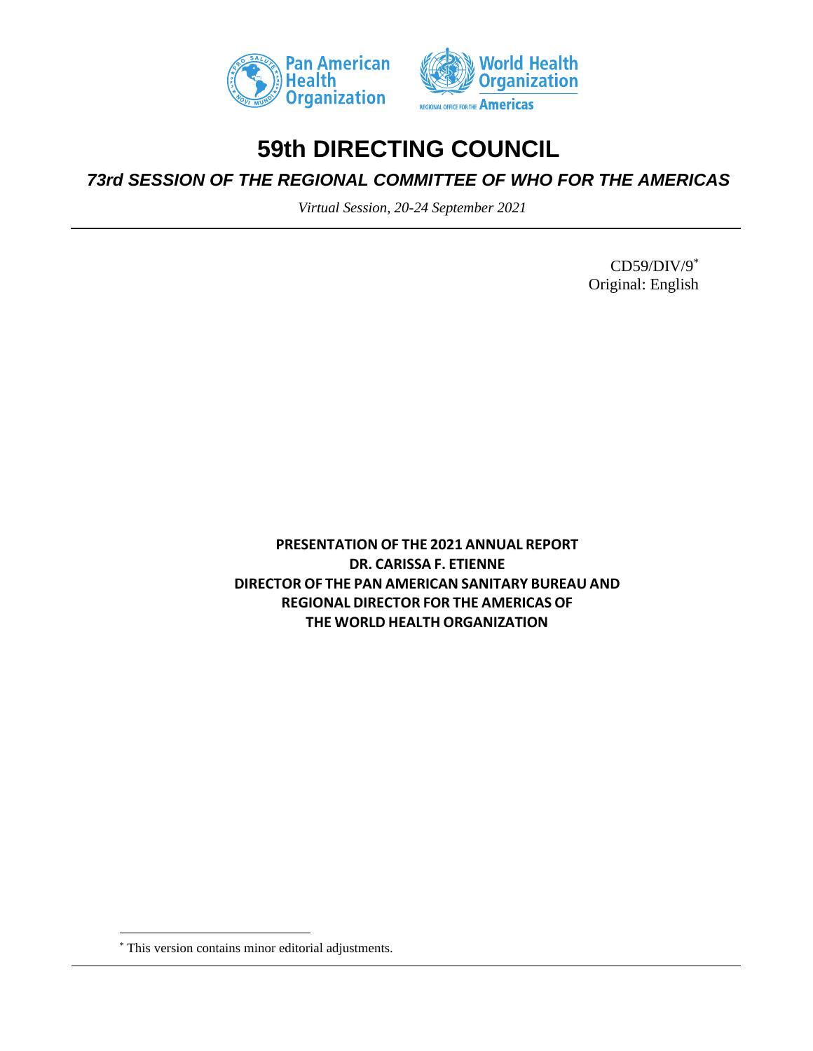# 59th DIRECTING COUNCIL

## *73rd SESSION OF THE REGIONAL COMMITTEE OF WHO FOR THE AMERICAS*

*Virtual Session, 20-24 September 2021*

CD59/DIV/9*
Original: English

**PRESENTATION OF THE 2021 ANNUAL REPORT**
**DR. CARISSA F. ETIENNE**
**DIRECTOR OF THE PAN AMERICAN SANITARY BUREAU AND**
**REGIONAL DIRECTOR FOR THE AMERICAS OF**
**THE WORLD HEALTH ORGANIZATION**

* This version contains minor editorial adjustments.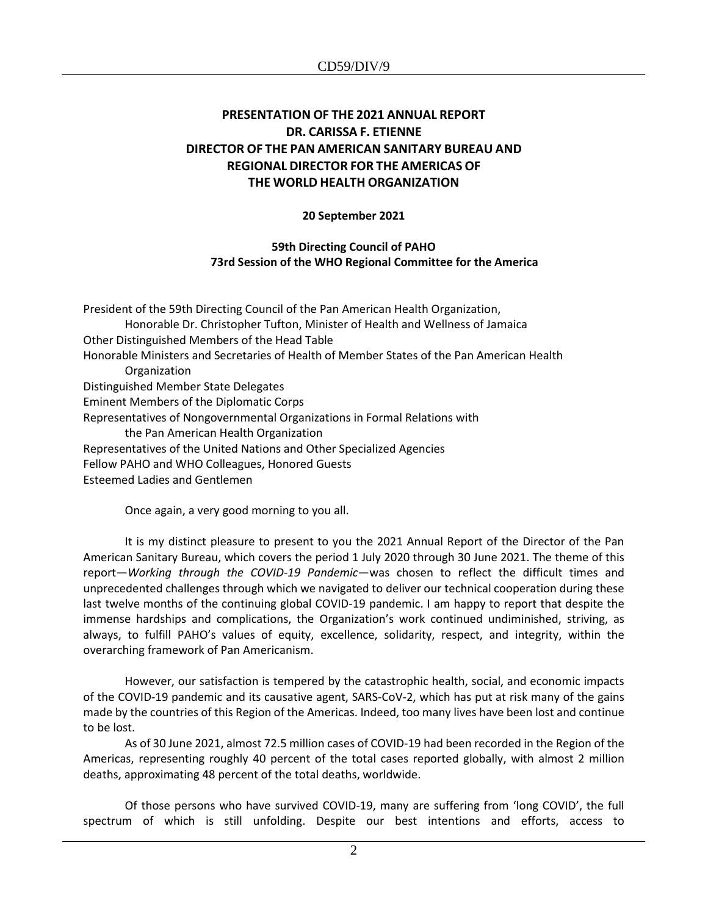**PRESENTATION OF THE 2021 ANNUAL REPORT**
**DR. CARISSA F. ETIENNE**
**DIRECTOR OF THE PAN AMERICAN SANITARY BUREAU AND**
**REGIONAL DIRECTOR FOR THE AMERICAS OF**
**THE WORLD HEALTH ORGANIZATION**

**20 September 2021**

**59th Directing Council of PAHO**
**73rd Session of the WHO Regional Committee for the America**

President of the 59th Directing Council of the Pan American Health Organization,
Honorable Dr. Christopher Tufton, Minister of Health and Wellness of Jamaica
Other Distinguished Members of the Head Table
Honorable Ministers and Secretaries of Health of Member States of the Pan American Health Organization
Distinguished Member State Delegates
Eminent Members of the Diplomatic Corps
Representatives of Nongovernmental Organizations in Formal Relations with the Pan American Health Organization
Representatives of the United Nations and Other Specialized Agencies
Fellow PAHO and WHO Colleagues, Honored Guests
Esteemed Ladies and Gentlemen

Once again, a very good morning to you all.

It is my distinct pleasure to present to you the 2021 Annual Report of the Director of the Pan American Sanitary Bureau, which covers the period 1 July 2020 through 30 June 2021. The theme of this report—*Working through the COVID-19 Pandemic*—was chosen to reflect the difficult times and unprecedented challenges through which we navigated to deliver our technical cooperation during these last twelve months of the continuing global COVID-19 pandemic. I am happy to report that despite the immense hardships and complications, the Organization's work continued undiminished, striving, as always, to fulfill PAHO's values of equity, excellence, solidarity, respect, and integrity, within the overarching framework of Pan Americanism.

However, our satisfaction is tempered by the catastrophic health, social, and economic impacts of the COVID-19 pandemic and its causative agent, SARS-CoV-2, which has put at risk many of the gains made by the countries of this Region of the Americas. Indeed, too many lives have been lost and continue to be lost.

As of 30 June 2021, almost 72.5 million cases of COVID-19 had been recorded in the Region of the Americas, representing roughly 40 percent of the total cases reported globally, with almost 2 million deaths, approximating 48 percent of the total deaths, worldwide.

Of those persons who have survived COVID-19, many are suffering from 'long COVID', the full spectrum of which is still unfolding. Despite our best intentions and efforts, access to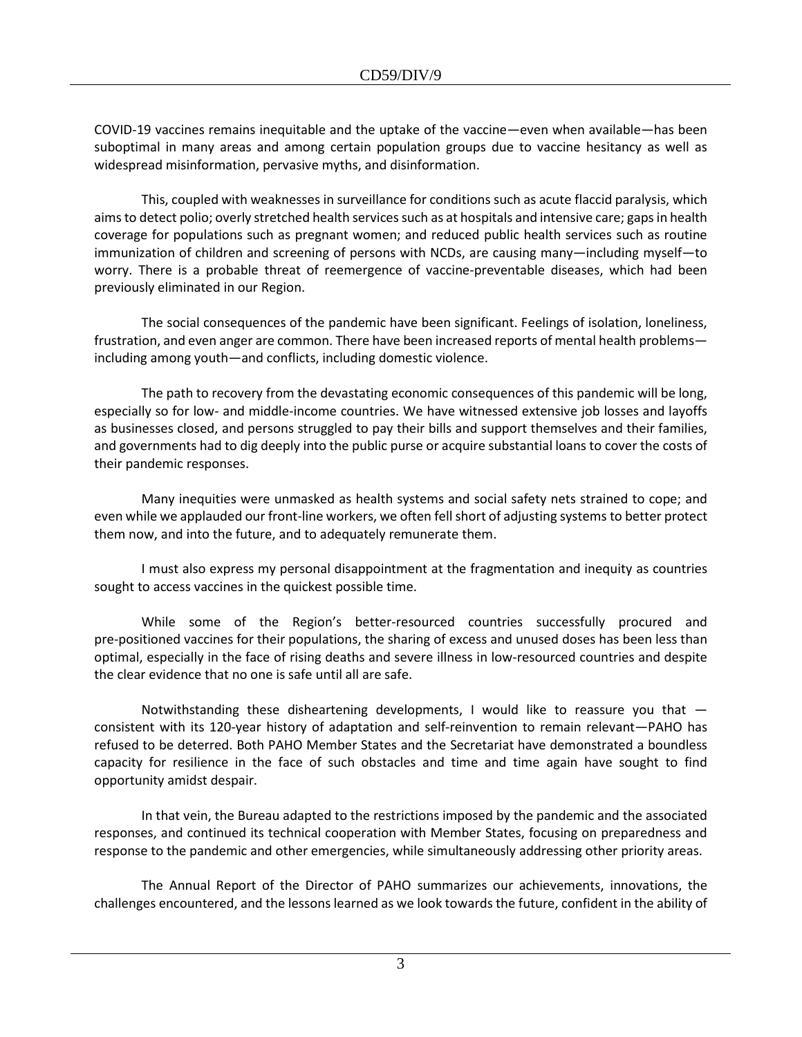COVID-19 vaccines remains inequitable and the uptake of the vaccine—even when available—has been suboptimal in many areas and among certain population groups due to vaccine hesitancy as well as widespread misinformation, pervasive myths, and disinformation.

This, coupled with weaknesses in surveillance for conditions such as acute flaccid paralysis, which aims to detect polio; overly stretched health services such as at hospitals and intensive care; gaps in health coverage for populations such as pregnant women; and reduced public health services such as routine immunization of children and screening of persons with NCDs, are causing many—including myself—to worry. There is a probable threat of reemergence of vaccine-preventable diseases, which had been previously eliminated in our Region.

The social consequences of the pandemic have been significant. Feelings of isolation, loneliness, frustration, and even anger are common. There have been increased reports of mental health problems—including among youth—and conflicts, including domestic violence.

The path to recovery from the devastating economic consequences of this pandemic will be long, especially so for low- and middle-income countries. We have witnessed extensive job losses and layoffs as businesses closed, and persons struggled to pay their bills and support themselves and their families, and governments had to dig deeply into the public purse or acquire substantial loans to cover the costs of their pandemic responses.

Many inequities were unmasked as health systems and social safety nets strained to cope; and even while we applauded our front-line workers, we often fell short of adjusting systems to better protect them now, and into the future, and to adequately remunerate them.

I must also express my personal disappointment at the fragmentation and inequity as countries sought to access vaccines in the quickest possible time.

While some of the Region's better-resourced countries successfully procured and pre-positioned vaccines for their populations, the sharing of excess and unused doses has been less than optimal, especially in the face of rising deaths and severe illness in low-resourced countries and despite the clear evidence that no one is safe until all are safe.

Notwithstanding these disheartening developments, I would like to reassure you that — consistent with its 120-year history of adaptation and self-reinvention to remain relevant—PAHO has refused to be deterred. Both PAHO Member States and the Secretariat have demonstrated a boundless capacity for resilience in the face of such obstacles and time and time again have sought to find opportunity amidst despair.

In that vein, the Bureau adapted to the restrictions imposed by the pandemic and the associated responses, and continued its technical cooperation with Member States, focusing on preparedness and response to the pandemic and other emergencies, while simultaneously addressing other priority areas.

The Annual Report of the Director of PAHO summarizes our achievements, innovations, the challenges encountered, and the lessons learned as we look towards the future, confident in the ability of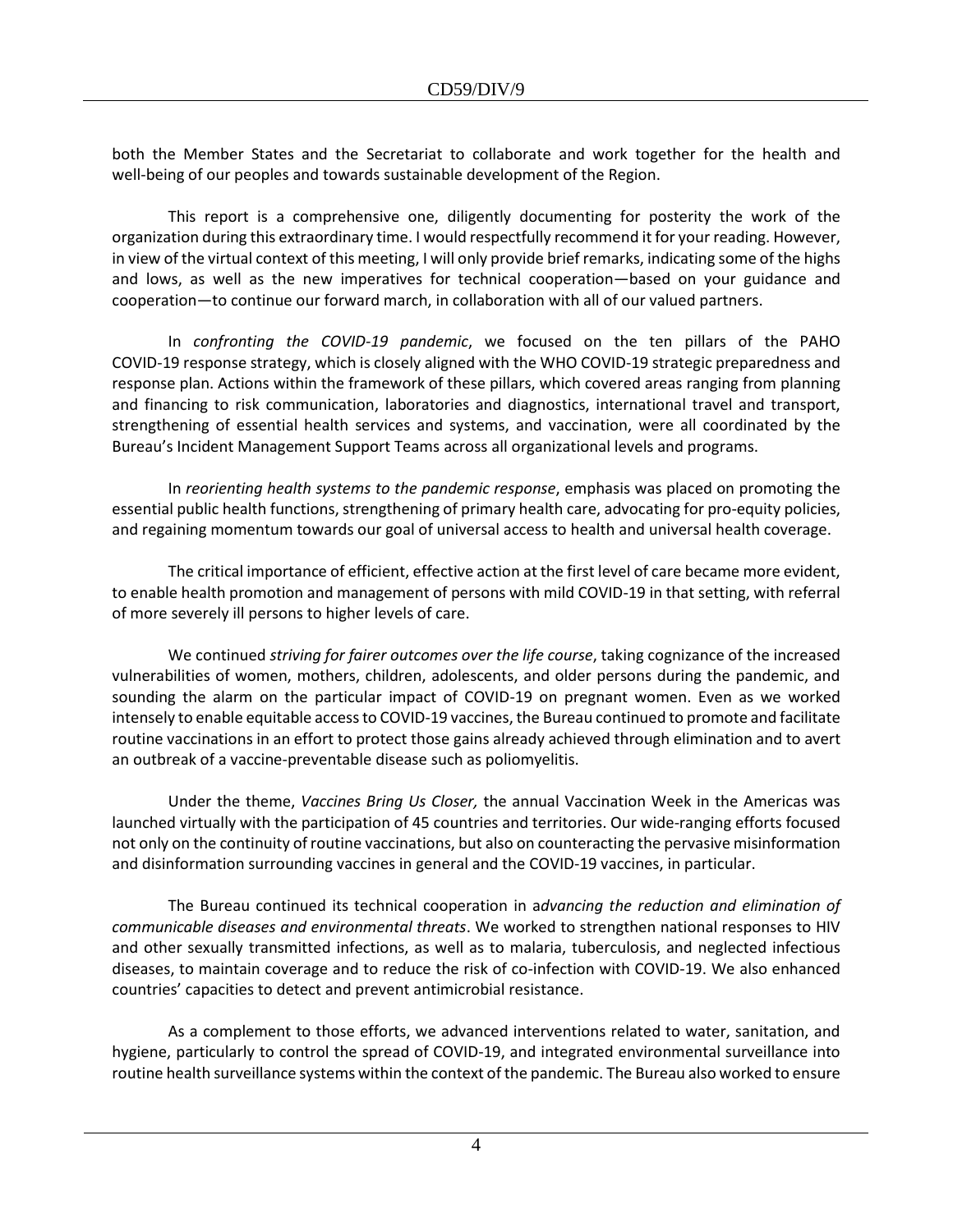both the Member States and the Secretariat to collaborate and work together for the health and well-being of our peoples and towards sustainable development of the Region.

This report is a comprehensive one, diligently documenting for posterity the work of the organization during this extraordinary time. I would respectfully recommend it for your reading. However, in view of the virtual context of this meeting, I will only provide brief remarks, indicating some of the highs and lows, as well as the new imperatives for technical cooperation—based on your guidance and cooperation—to continue our forward march, in collaboration with all of our valued partners.

In *confronting the COVID-19 pandemic*, we focused on the ten pillars of the PAHO COVID-19 response strategy, which is closely aligned with the WHO COVID-19 strategic preparedness and response plan. Actions within the framework of these pillars, which covered areas ranging from planning and financing to risk communication, laboratories and diagnostics, international travel and transport, strengthening of essential health services and systems, and vaccination, were all coordinated by the Bureau's Incident Management Support Teams across all organizational levels and programs.

In *reorienting health systems to the pandemic response*, emphasis was placed on promoting the essential public health functions, strengthening of primary health care, advocating for pro-equity policies, and regaining momentum towards our goal of universal access to health and universal health coverage.

The critical importance of efficient, effective action at the first level of care became more evident, to enable health promotion and management of persons with mild COVID-19 in that setting, with referral of more severely ill persons to higher levels of care.

We continued *striving for fairer outcomes over the life course*, taking cognizance of the increased vulnerabilities of women, mothers, children, adolescents, and older persons during the pandemic, and sounding the alarm on the particular impact of COVID-19 on pregnant women. Even as we worked intensely to enable equitable access to COVID-19 vaccines, the Bureau continued to promote and facilitate routine vaccinations in an effort to protect those gains already achieved through elimination and to avert an outbreak of a vaccine-preventable disease such as poliomyelitis.

Under the theme, *Vaccines Bring Us Closer,* the annual Vaccination Week in the Americas was launched virtually with the participation of 45 countries and territories. Our wide-ranging efforts focused not only on the continuity of routine vaccinations, but also on counteracting the pervasive misinformation and disinformation surrounding vaccines in general and the COVID-19 vaccines, in particular.

The Bureau continued its technical cooperation in a*dvancing the reduction and elimination of communicable diseases and environmental threats*. We worked to strengthen national responses to HIV and other sexually transmitted infections, as well as to malaria, tuberculosis, and neglected infectious diseases, to maintain coverage and to reduce the risk of co-infection with COVID-19. We also enhanced countries' capacities to detect and prevent antimicrobial resistance.

As a complement to those efforts, we advanced interventions related to water, sanitation, and hygiene, particularly to control the spread of COVID-19, and integrated environmental surveillance into routine health surveillance systems within the context of the pandemic. The Bureau also worked to ensure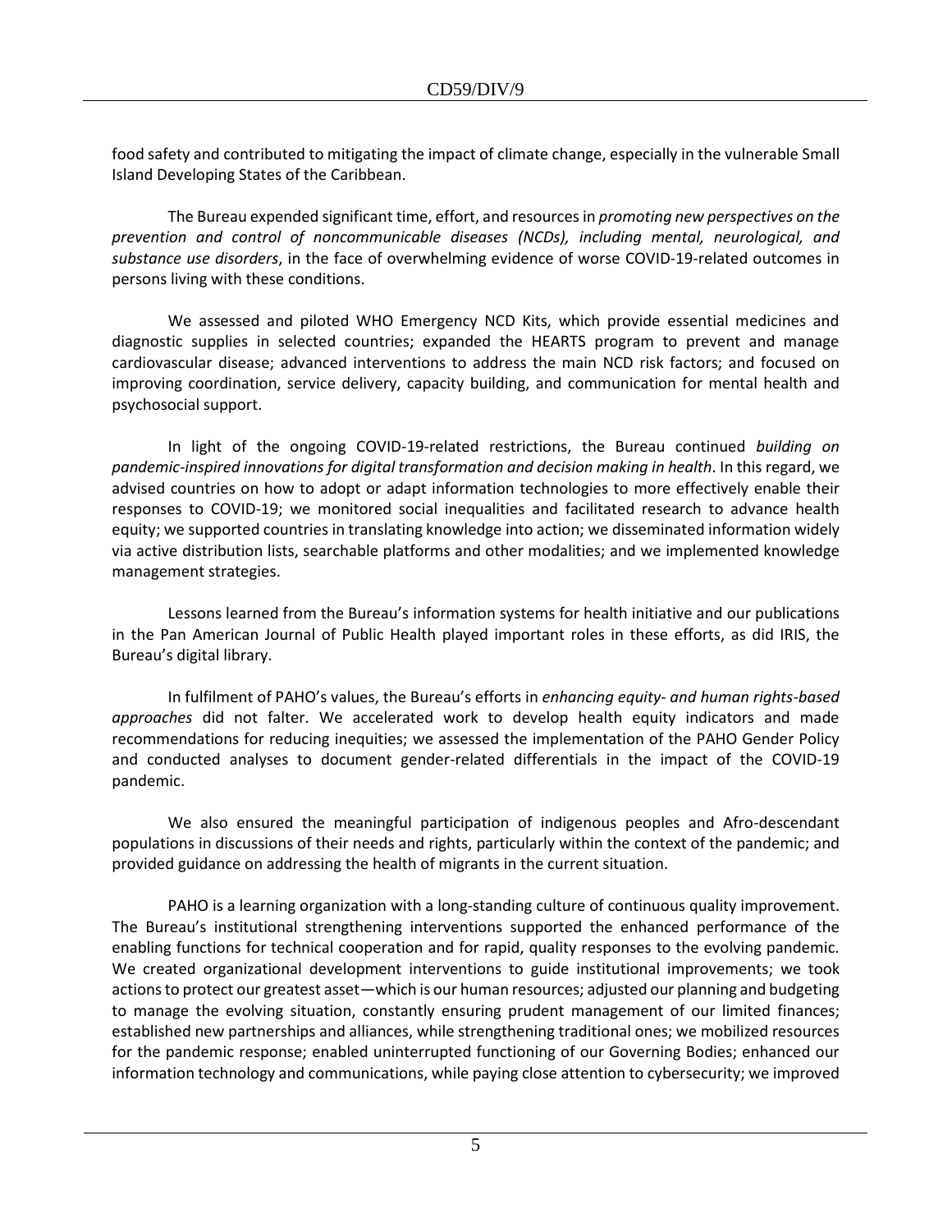food safety and contributed to mitigating the impact of climate change, especially in the vulnerable Small Island Developing States of the Caribbean.

The Bureau expended significant time, effort, and resources in *promoting new perspectives on the prevention and control of noncommunicable diseases (NCDs), including mental, neurological, and substance use disorders*, in the face of overwhelming evidence of worse COVID-19-related outcomes in persons living with these conditions.

We assessed and piloted WHO Emergency NCD Kits, which provide essential medicines and diagnostic supplies in selected countries; expanded the HEARTS program to prevent and manage cardiovascular disease; advanced interventions to address the main NCD risk factors; and focused on improving coordination, service delivery, capacity building, and communication for mental health and psychosocial support.

In light of the ongoing COVID-19-related restrictions, the Bureau continued *building on pandemic-inspired innovations for digital transformation and decision making in health*. In this regard, we advised countries on how to adopt or adapt information technologies to more effectively enable their responses to COVID-19; we monitored social inequalities and facilitated research to advance health equity; we supported countries in translating knowledge into action; we disseminated information widely via active distribution lists, searchable platforms and other modalities; and we implemented knowledge management strategies.

Lessons learned from the Bureau's information systems for health initiative and our publications in the Pan American Journal of Public Health played important roles in these efforts, as did IRIS, the Bureau's digital library.

In fulfilment of PAHO's values, the Bureau's efforts in *enhancing equity- and human rights-based approaches* did not falter. We accelerated work to develop health equity indicators and made recommendations for reducing inequities; we assessed the implementation of the PAHO Gender Policy and conducted analyses to document gender-related differentials in the impact of the COVID-19 pandemic.

We also ensured the meaningful participation of indigenous peoples and Afro-descendant populations in discussions of their needs and rights, particularly within the context of the pandemic; and provided guidance on addressing the health of migrants in the current situation.

PAHO is a learning organization with a long-standing culture of continuous quality improvement. The Bureau's institutional strengthening interventions supported the enhanced performance of the enabling functions for technical cooperation and for rapid, quality responses to the evolving pandemic. We created organizational development interventions to guide institutional improvements; we took actions to protect our greatest asset—which is our human resources; adjusted our planning and budgeting to manage the evolving situation, constantly ensuring prudent management of our limited finances; established new partnerships and alliances, while strengthening traditional ones; we mobilized resources for the pandemic response; enabled uninterrupted functioning of our Governing Bodies; enhanced our information technology and communications, while paying close attention to cybersecurity; we improved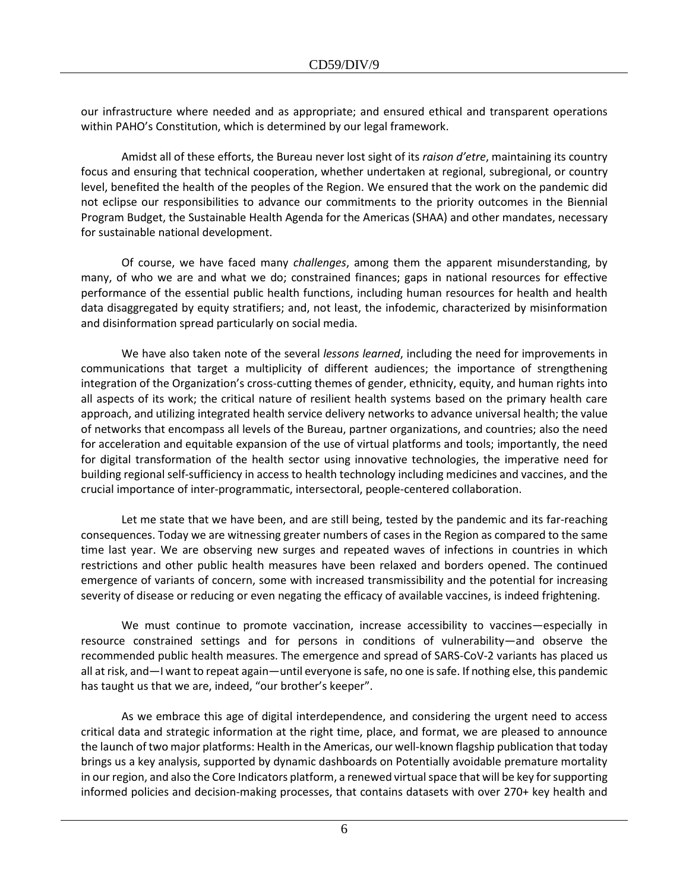our infrastructure where needed and as appropriate; and ensured ethical and transparent operations within PAHO's Constitution, which is determined by our legal framework.

Amidst all of these efforts, the Bureau never lost sight of its *raison d'etre*, maintaining its country focus and ensuring that technical cooperation, whether undertaken at regional, subregional, or country level, benefited the health of the peoples of the Region. We ensured that the work on the pandemic did not eclipse our responsibilities to advance our commitments to the priority outcomes in the Biennial Program Budget, the Sustainable Health Agenda for the Americas (SHAA) and other mandates, necessary for sustainable national development.

Of course, we have faced many *challenges*, among them the apparent misunderstanding, by many, of who we are and what we do; constrained finances; gaps in national resources for effective performance of the essential public health functions, including human resources for health and health data disaggregated by equity stratifiers; and, not least, the infodemic, characterized by misinformation and disinformation spread particularly on social media.

We have also taken note of the several *lessons learned*, including the need for improvements in communications that target a multiplicity of different audiences; the importance of strengthening integration of the Organization's cross-cutting themes of gender, ethnicity, equity, and human rights into all aspects of its work; the critical nature of resilient health systems based on the primary health care approach, and utilizing integrated health service delivery networks to advance universal health; the value of networks that encompass all levels of the Bureau, partner organizations, and countries; also the need for acceleration and equitable expansion of the use of virtual platforms and tools; importantly, the need for digital transformation of the health sector using innovative technologies, the imperative need for building regional self-sufficiency in access to health technology including medicines and vaccines, and the crucial importance of inter-programmatic, intersectoral, people-centered collaboration.

Let me state that we have been, and are still being, tested by the pandemic and its far-reaching consequences. Today we are witnessing greater numbers of cases in the Region as compared to the same time last year. We are observing new surges and repeated waves of infections in countries in which restrictions and other public health measures have been relaxed and borders opened. The continued emergence of variants of concern, some with increased transmissibility and the potential for increasing severity of disease or reducing or even negating the efficacy of available vaccines, is indeed frightening.

We must continue to promote vaccination, increase accessibility to vaccines—especially in resource constrained settings and for persons in conditions of vulnerability—and observe the recommended public health measures. The emergence and spread of SARS-CoV-2 variants has placed us all at risk, and—I want to repeat again—until everyone is safe, no one is safe. If nothing else, this pandemic has taught us that we are, indeed, "our brother's keeper".

As we embrace this age of digital interdependence, and considering the urgent need to access critical data and strategic information at the right time, place, and format, we are pleased to announce the launch of two major platforms: Health in the Americas, our well-known flagship publication that today brings us a key analysis, supported by dynamic dashboards on Potentially avoidable premature mortality in our region, and also the Core Indicators platform, a renewed virtual space that will be key for supporting informed policies and decision-making processes, that contains datasets with over 270+ key health and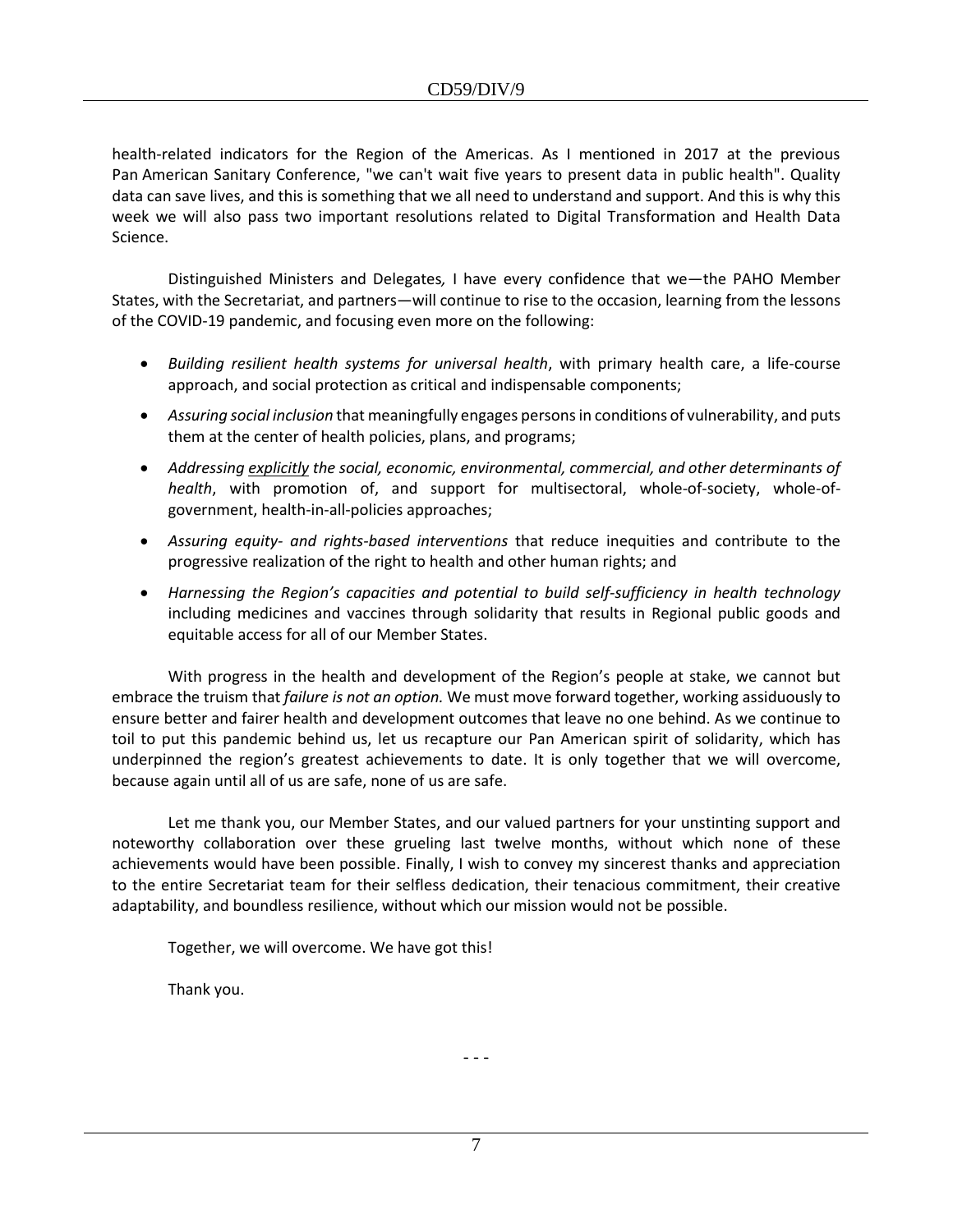health-related indicators for the Region of the Americas. As I mentioned in 2017 at the previous Pan American Sanitary Conference, "we can't wait five years to present data in public health". Quality data can save lives, and this is something that we all need to understand and support. And this is why this week we will also pass two important resolutions related to Digital Transformation and Health Data Science.

Distinguished Ministers and Delegates, I have every confidence that we—the PAHO Member States, with the Secretariat, and partners—will continue to rise to the occasion, learning from the lessons of the COVID-19 pandemic, and focusing even more on the following:

- *Building resilient health systems for universal health*, with primary health care, a life-course approach, and social protection as critical and indispensable components;
- *Assuring social inclusion* that meaningfully engages persons in conditions of vulnerability, and puts them at the center of health policies, plans, and programs;
- *Addressing <u>explicitly</u> the social, economic, environmental, commercial, and other determinants of health*, with promotion of, and support for multisectoral, whole-of-society, whole-of-government, health-in-all-policies approaches;
- *Assuring equity- and rights-based interventions* that reduce inequities and contribute to the progressive realization of the right to health and other human rights; and
- *Harnessing the Region's capacities and potential to build self-sufficiency in health technology* including medicines and vaccines through solidarity that results in Regional public goods and equitable access for all of our Member States.

With progress in the health and development of the Region's people at stake, we cannot but embrace the truism that *failure is not an option.* We must move forward together, working assiduously to ensure better and fairer health and development outcomes that leave no one behind. As we continue to toil to put this pandemic behind us, let us recapture our Pan American spirit of solidarity, which has underpinned the region's greatest achievements to date. It is only together that we will overcome, because again until all of us are safe, none of us are safe.

Let me thank you, our Member States, and our valued partners for your unstinting support and noteworthy collaboration over these grueling last twelve months, without which none of these achievements would have been possible. Finally, I wish to convey my sincerest thanks and appreciation to the entire Secretariat team for their selfless dedication, their tenacious commitment, their creative adaptability, and boundless resilience, without which our mission would not be possible.

Together, we will overcome. We have got this!

Thank you.

- - -